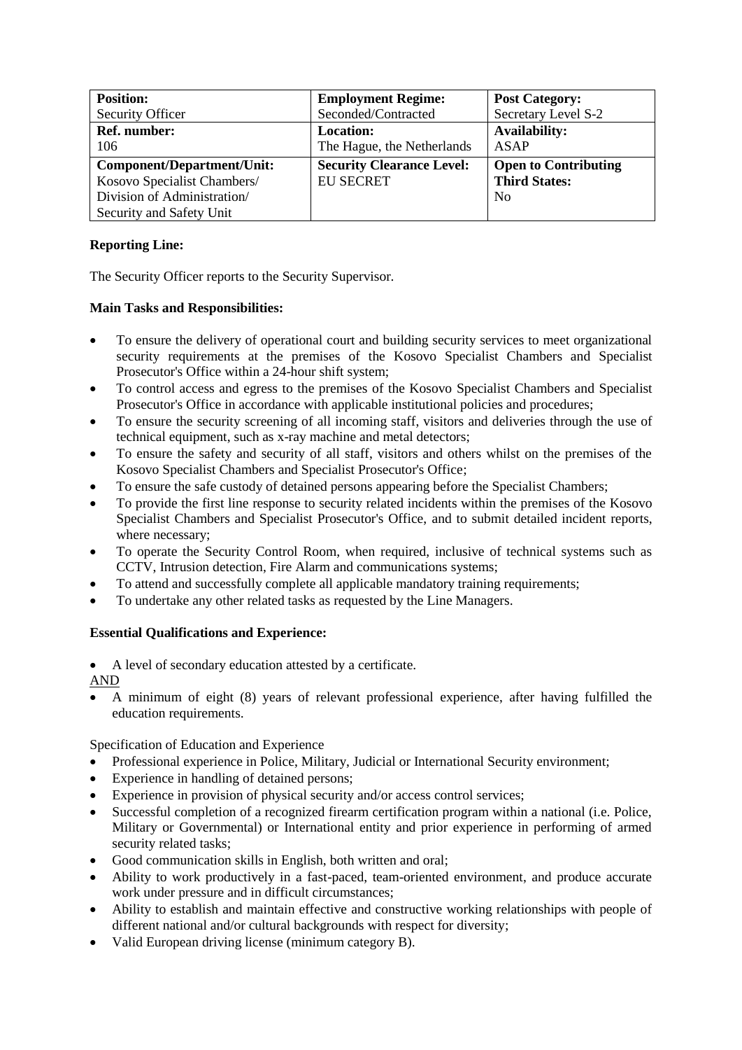| **Position:**<br>Security Officer | **Employment Regime:**<br>Seconded/Contracted | **Post Category:**<br>Secretary Level S-2 |
|---|---|---|
| **Ref. number:**<br>106 | **Location:**<br>The Hague, the Netherlands | **Availability:**<br>ASAP |
| **Component/Department/Unit:**<br>Kosovo Specialist Chambers/<br>Division of Administration/<br>Security and Safety Unit | **Security Clearance Level:**<br>EU SECRET | **Open to Contributing Third States:**<br>No |

**Reporting Line:**

The Security Officer reports to the Security Supervisor.

**Main Tasks and Responsibilities:**

- To ensure the delivery of operational court and building security services to meet organizational security requirements at the premises of the Kosovo Specialist Chambers and Specialist Prosecutor's Office within a 24-hour shift system;
- To control access and egress to the premises of the Kosovo Specialist Chambers and Specialist Prosecutor's Office in accordance with applicable institutional policies and procedures;
- To ensure the security screening of all incoming staff, visitors and deliveries through the use of technical equipment, such as x-ray machine and metal detectors;
- To ensure the safety and security of all staff, visitors and others whilst on the premises of the Kosovo Specialist Chambers and Specialist Prosecutor's Office;
- To ensure the safe custody of detained persons appearing before the Specialist Chambers;
- To provide the first line response to security related incidents within the premises of the Kosovo Specialist Chambers and Specialist Prosecutor's Office, and to submit detailed incident reports, where necessary;
- To operate the Security Control Room, when required, inclusive of technical systems such as CCTV, Intrusion detection, Fire Alarm and communications systems;
- To attend and successfully complete all applicable mandatory training requirements;
- To undertake any other related tasks as requested by the Line Managers.

**Essential Qualifications and Experience:**

- A level of secondary education attested by a certificate.

AND

- A minimum of eight (8) years of relevant professional experience, after having fulfilled the education requirements.

Specification of Education and Experience

- Professional experience in Police, Military, Judicial or International Security environment;
- Experience in handling of detained persons;
- Experience in provision of physical security and/or access control services;
- Successful completion of a recognized firearm certification program within a national (i.e. Police, Military or Governmental) or International entity and prior experience in performing of armed security related tasks;
- Good communication skills in English, both written and oral;
- Ability to work productively in a fast-paced, team-oriented environment, and produce accurate work under pressure and in difficult circumstances;
- Ability to establish and maintain effective and constructive working relationships with people of different national and/or cultural backgrounds with respect for diversity;
- Valid European driving license (minimum category B).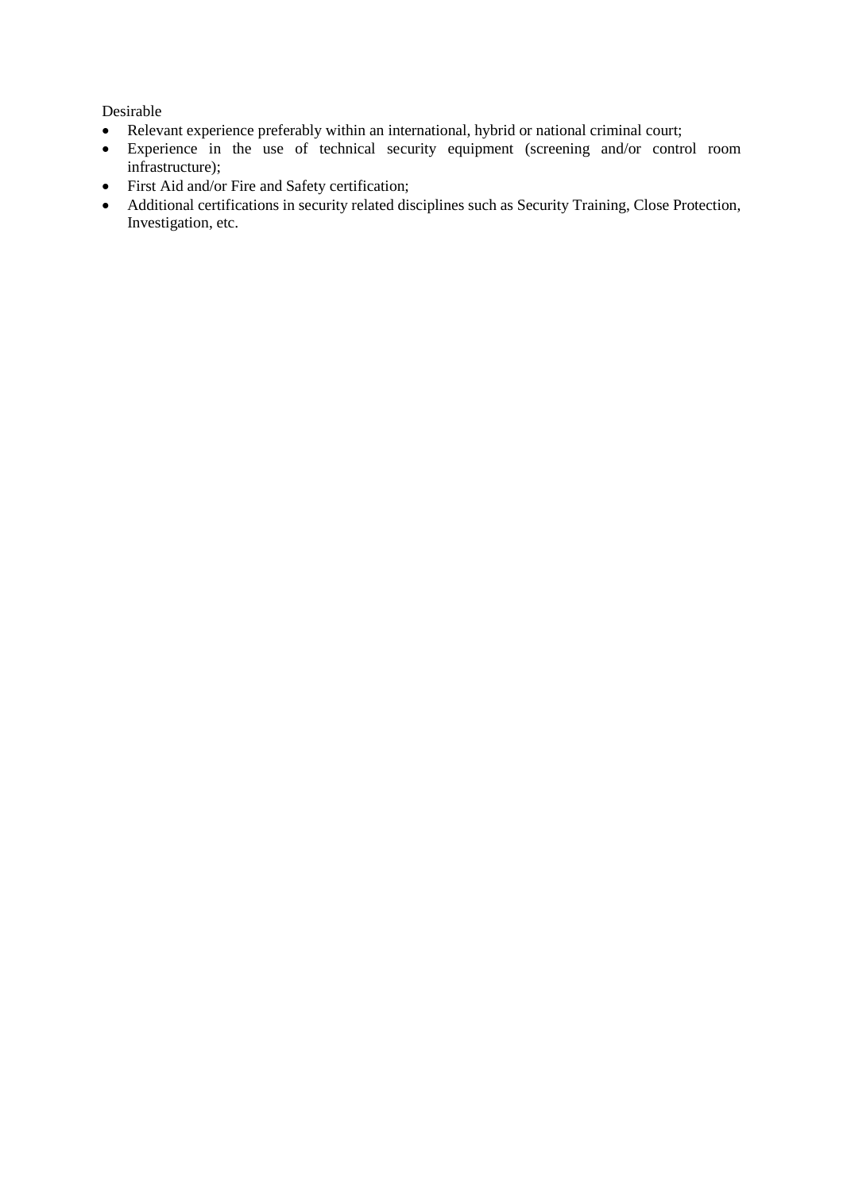Desirable

- Relevant experience preferably within an international, hybrid or national criminal court;
- Experience in the use of technical security equipment (screening and/or control room infrastructure);
- First Aid and/or Fire and Safety certification;
- Additional certifications in security related disciplines such as Security Training, Close Protection, Investigation, etc.